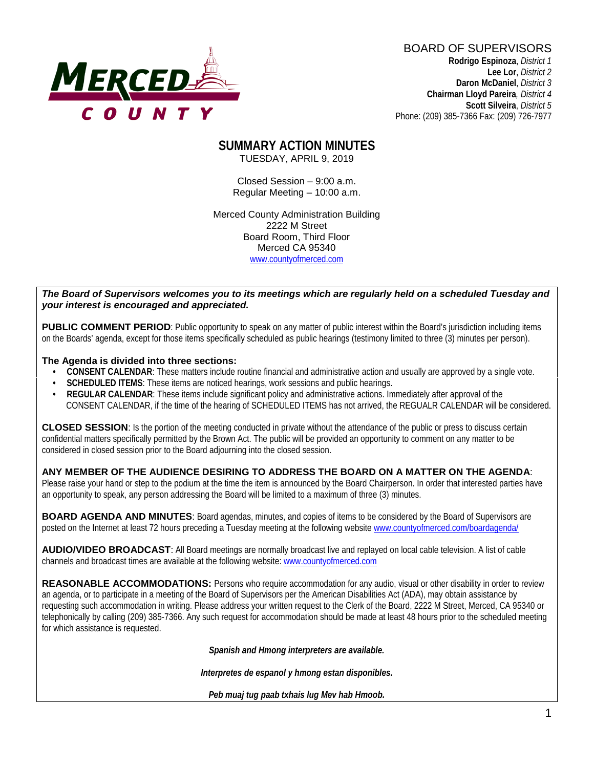MERCED COUNTY

BOARD OF SUPERVISORS
**Rodrigo Espinoza**, *District 1*
**Lee Lor**, *District 2*
**Daron McDaniel**, *District 3*
**Chairman Lloyd Pareira**, *District 4*
**Scott Silveira**, *District 5*
Phone: (209) 385-7366 Fax: (209) 726-7977

# SUMMARY ACTION MINUTES

TUESDAY, APRIL 9, 2019

Closed Session – 9:00 a.m.
Regular Meeting – 10:00 a.m.

Merced County Administration Building
2222 M Street
Board Room, Third Floor
Merced CA 95340
www.countyofmerced.com

***The Board of Supervisors welcomes you to its meetings which are regularly held on a scheduled Tuesday and your interest is encouraged and appreciated.***

**PUBLIC COMMENT PERIOD**: Public opportunity to speak on any matter of public interest within the Board's jurisdiction including items on the Boards' agenda, except for those items specifically scheduled as public hearings (testimony limited to three (3) minutes per person).

**The Agenda is divided into three sections:**

- **CONSENT CALENDAR**: These matters include routine financial and administrative action and usually are approved by a single vote.
- **SCHEDULED ITEMS**: These items are noticed hearings, work sessions and public hearings.
- **REGULAR CALENDAR**: These items include significant policy and administrative actions. Immediately after approval of the CONSENT CALENDAR, if the time of the hearing of SCHEDULED ITEMS has not arrived, the REGUALR CALENDAR will be considered.

**CLOSED SESSION**: Is the portion of the meeting conducted in private without the attendance of the public or press to discuss certain confidential matters specifically permitted by the Brown Act. The public will be provided an opportunity to comment on any matter to be considered in closed session prior to the Board adjourning into the closed session.

**ANY MEMBER OF THE AUDIENCE DESIRING TO ADDRESS THE BOARD ON A MATTER ON THE AGENDA**: Please raise your hand or step to the podium at the time the item is announced by the Board Chairperson. In order that interested parties have an opportunity to speak, any person addressing the Board will be limited to a maximum of three (3) minutes.

**BOARD AGENDA AND MINUTES**: Board agendas, minutes, and copies of items to be considered by the Board of Supervisors are posted on the Internet at least 72 hours preceding a Tuesday meeting at the following website www.countyofmerced.com/boardagenda/

**AUDIO/VIDEO BROADCAST**: All Board meetings are normally broadcast live and replayed on local cable television. A list of cable channels and broadcast times are available at the following website: www.countyofmerced.com

**REASONABLE ACCOMMODATIONS:** Persons who require accommodation for any audio, visual or other disability in order to review an agenda, or to participate in a meeting of the Board of Supervisors per the American Disabilities Act (ADA), may obtain assistance by requesting such accommodation in writing. Please address your written request to the Clerk of the Board, 2222 M Street, Merced, CA 95340 or telephonically by calling (209) 385-7366. Any such request for accommodation should be made at least 48 hours prior to the scheduled meeting for which assistance is requested.

***Spanish and Hmong interpreters are available.***

***Interpretes de espanol y hmong estan disponibles.***

***Peb muaj tug paab txhais lug Mev hab Hmoob.***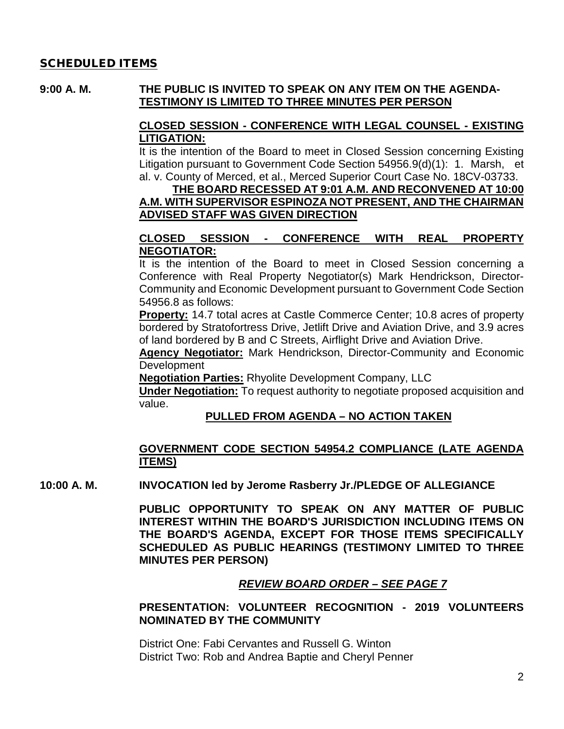## SCHEDULED ITEMS

**9:00 A. M.** **<u>THE PUBLIC IS INVITED TO SPEAK ON ANY ITEM ON THE AGENDA-TESTIMONY IS LIMITED TO THREE MINUTES PER PERSON</u>**

**<u>CLOSED SESSION - CONFERENCE WITH LEGAL COUNSEL - EXISTING LITIGATION:</u>**

It is the intention of the Board to meet in Closed Session concerning Existing Litigation pursuant to Government Code Section 54956.9(d)(1): 1. Marsh, et al. v. County of Merced, et al., Merced Superior Court Case No. 18CV-03733.

**<u>THE BOARD RECESSED AT 9:01 A.M. AND RECONVENED AT 10:00 A.M. WITH SUPERVISOR ESPINOZA NOT PRESENT, AND THE CHAIRMAN ADVISED STAFF WAS GIVEN DIRECTION</u>**

**<u>CLOSED SESSION - CONFERENCE WITH REAL PROPERTY NEGOTIATOR:</u>**

It is the intention of the Board to meet in Closed Session concerning a Conference with Real Property Negotiator(s) Mark Hendrickson, Director-Community and Economic Development pursuant to Government Code Section 54956.8 as follows:

**<u>Property:</u>** 14.7 total acres at Castle Commerce Center; 10.8 acres of property bordered by Stratofortress Drive, Jetlift Drive and Aviation Drive, and 3.9 acres of land bordered by B and C Streets, Airflight Drive and Aviation Drive.

**<u>Agency Negotiator:</u>** Mark Hendrickson, Director-Community and Economic Development

**<u>Negotiation Parties:</u>** Rhyolite Development Company, LLC

**<u>Under Negotiation:</u>** To request authority to negotiate proposed acquisition and value.

**<u>PULLED FROM AGENDA – NO ACTION TAKEN</u>**

**<u>GOVERNMENT CODE SECTION 54954.2 COMPLIANCE (LATE AGENDA ITEMS)</u>**

**10:00 A. M.** **INVOCATION led by Jerome Rasberry Jr./PLEDGE OF ALLEGIANCE**

**PUBLIC OPPORTUNITY TO SPEAK ON ANY MATTER OF PUBLIC INTEREST WITHIN THE BOARD'S JURISDICTION INCLUDING ITEMS ON THE BOARD'S AGENDA, EXCEPT FOR THOSE ITEMS SPECIFICALLY SCHEDULED AS PUBLIC HEARINGS (TESTIMONY LIMITED TO THREE MINUTES PER PERSON)**

***<u>REVIEW BOARD ORDER – SEE PAGE 7</u>***

**PRESENTATION: VOLUNTEER RECOGNITION - 2019 VOLUNTEERS NOMINATED BY THE COMMUNITY**

District One: Fabi Cervantes and Russell G. Winton
District Two: Rob and Andrea Baptie and Cheryl Penner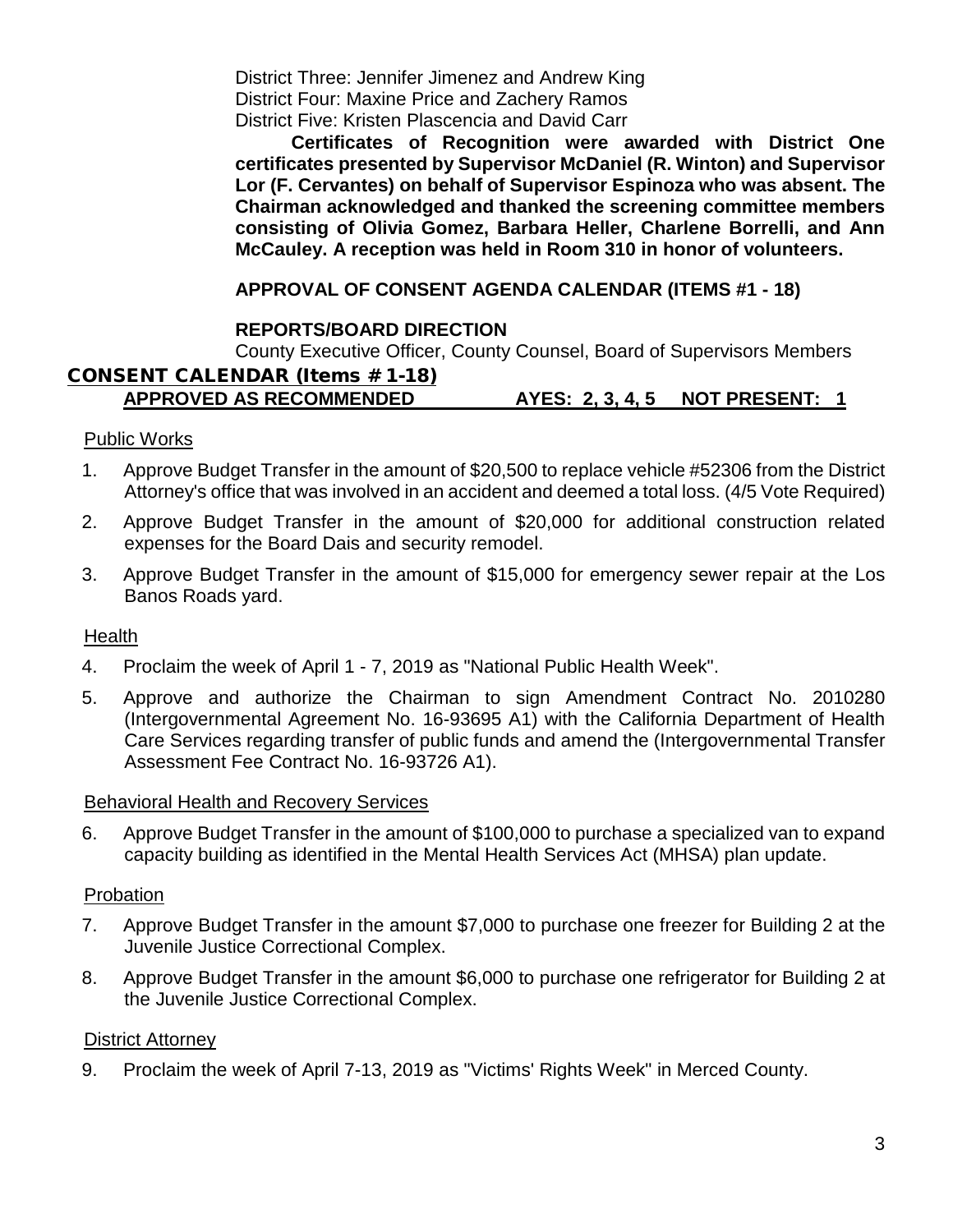District Three: Jennifer Jimenez and Andrew King
District Four: Maxine Price and Zachery Ramos
District Five: Kristen Plascencia and David Carr

**Certificates of Recognition were awarded with District One certificates presented by Supervisor McDaniel (R. Winton) and Supervisor Lor (F. Cervantes) on behalf of Supervisor Espinoza who was absent. The Chairman acknowledged and thanked the screening committee members consisting of Olivia Gomez, Barbara Heller, Charlene Borrelli, and Ann McCauley. A reception was held in Room 310 in honor of volunteers.**

**APPROVAL OF CONSENT AGENDA CALENDAR (ITEMS #1 - 18)**

**REPORTS/BOARD DIRECTION**

County Executive Officer, County Counsel, Board of Supervisors Members

## CONSENT CALENDAR (Items # 1-18)

**APPROVED AS RECOMMENDED AYES: 2, 3, 4, 5 NOT PRESENT: 1**

Public Works

1. Approve Budget Transfer in the amount of $20,500 to replace vehicle #52306 from the District Attorney's office that was involved in an accident and deemed a total loss. (4/5 Vote Required)
2. Approve Budget Transfer in the amount of $20,000 for additional construction related expenses for the Board Dais and security remodel.
3. Approve Budget Transfer in the amount of $15,000 for emergency sewer repair at the Los Banos Roads yard.

Health

4. Proclaim the week of April 1 - 7, 2019 as "National Public Health Week".
5. Approve and authorize the Chairman to sign Amendment Contract No. 2010280 (Intergovernmental Agreement No. 16-93695 A1) with the California Department of Health Care Services regarding transfer of public funds and amend the (Intergovernmental Transfer Assessment Fee Contract No. 16-93726 A1).

Behavioral Health and Recovery Services

6. Approve Budget Transfer in the amount of $100,000 to purchase a specialized van to expand capacity building as identified in the Mental Health Services Act (MHSA) plan update.

Probation

7. Approve Budget Transfer in the amount $7,000 to purchase one freezer for Building 2 at the Juvenile Justice Correctional Complex.
8. Approve Budget Transfer in the amount $6,000 to purchase one refrigerator for Building 2 at the Juvenile Justice Correctional Complex.

District Attorney

9. Proclaim the week of April 7-13, 2019 as "Victims' Rights Week" in Merced County.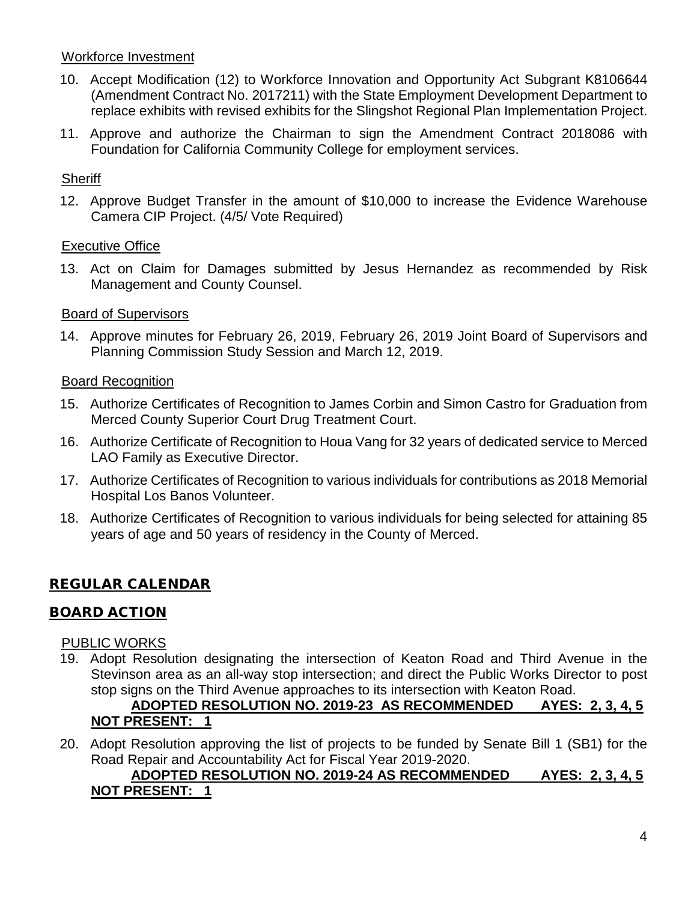Workforce Investment

10. Accept Modification (12) to Workforce Innovation and Opportunity Act Subgrant K8106644 (Amendment Contract No. 2017211) with the State Employment Development Department to replace exhibits with revised exhibits for the Slingshot Regional Plan Implementation Project.
11. Approve and authorize the Chairman to sign the Amendment Contract 2018086 with Foundation for California Community College for employment services.

Sheriff

12. Approve Budget Transfer in the amount of $10,000 to increase the Evidence Warehouse Camera CIP Project. (4/5/ Vote Required)

Executive Office

13. Act on Claim for Damages submitted by Jesus Hernandez as recommended by Risk Management and County Counsel.

Board of Supervisors

14. Approve minutes for February 26, 2019, February 26, 2019 Joint Board of Supervisors and Planning Commission Study Session and March 12, 2019.

Board Recognition

15. Authorize Certificates of Recognition to James Corbin and Simon Castro for Graduation from Merced County Superior Court Drug Treatment Court.
16. Authorize Certificate of Recognition to Houa Vang for 32 years of dedicated service to Merced LAO Family as Executive Director.
17. Authorize Certificates of Recognition to various individuals for contributions as 2018 Memorial Hospital Los Banos Volunteer.
18. Authorize Certificates of Recognition to various individuals for being selected for attaining 85 years of age and 50 years of residency in the County of Merced.

## REGULAR CALENDAR

## BOARD ACTION

PUBLIC WORKS

19. Adopt Resolution designating the intersection of Keaton Road and Third Avenue in the Stevinson area as an all-way stop intersection; and direct the Public Works Director to post stop signs on the Third Avenue approaches to its intersection with Keaton Road.
    **ADOPTED RESOLUTION NO. 2019-23 AS RECOMMENDED AYES: 2, 3, 4, 5 NOT PRESENT: 1**
20. Adopt Resolution approving the list of projects to be funded by Senate Bill 1 (SB1) for the Road Repair and Accountability Act for Fiscal Year 2019-2020.
    **ADOPTED RESOLUTION NO. 2019-24 AS RECOMMENDED AYES: 2, 3, 4, 5 NOT PRESENT: 1**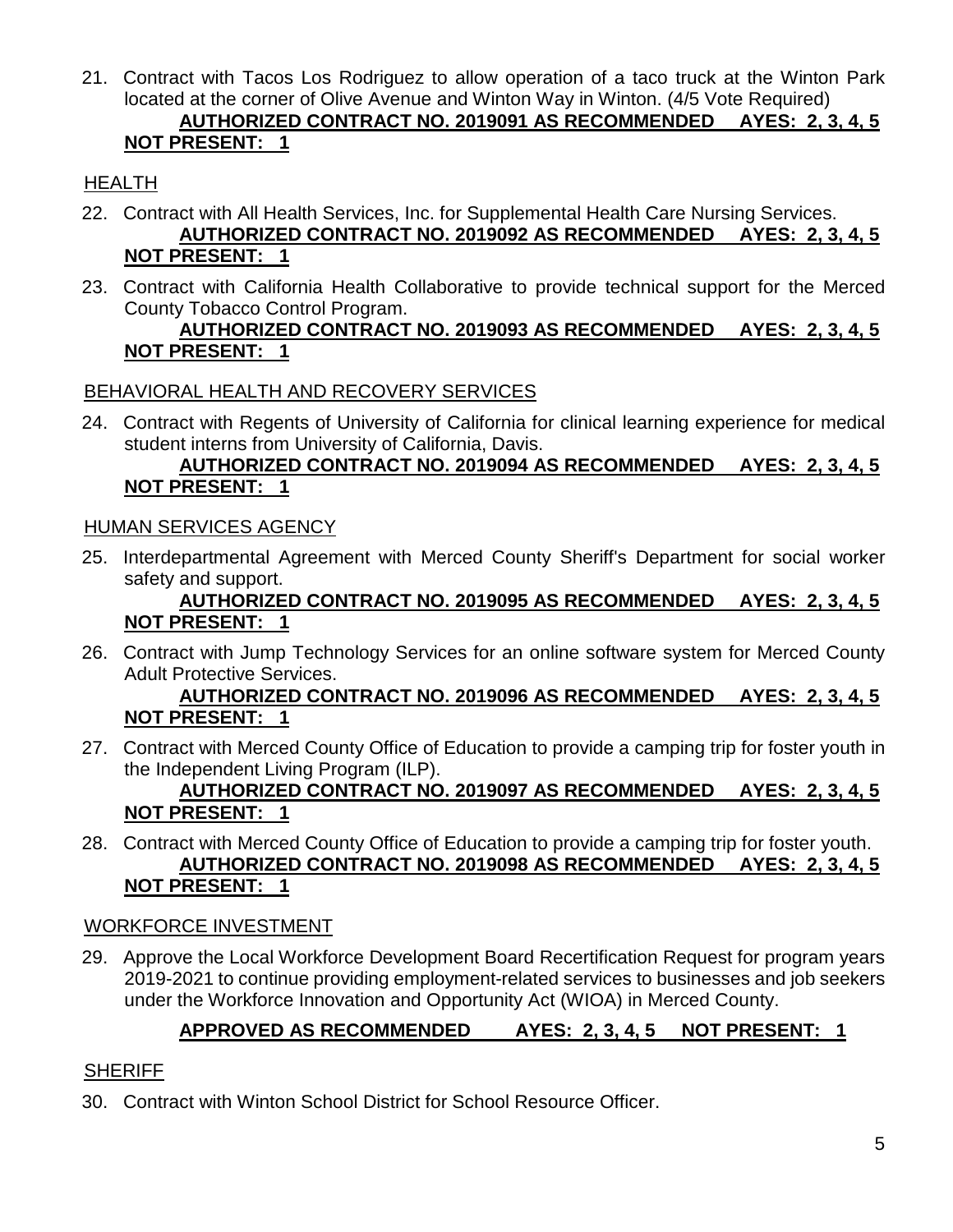21. Contract with Tacos Los Rodriguez to allow operation of a taco truck at the Winton Park located at the corner of Olive Avenue and Winton Way in Winton. (4/5 Vote Required)

    **AUTHORIZED CONTRACT NO. 2019091 AS RECOMMENDED AYES: 2, 3, 4, 5 NOT PRESENT: 1**

HEALTH

22. Contract with All Health Services, Inc. for Supplemental Health Care Nursing Services.

    **AUTHORIZED CONTRACT NO. 2019092 AS RECOMMENDED AYES: 2, 3, 4, 5 NOT PRESENT: 1**

23. Contract with California Health Collaborative to provide technical support for the Merced County Tobacco Control Program.

    **AUTHORIZED CONTRACT NO. 2019093 AS RECOMMENDED AYES: 2, 3, 4, 5 NOT PRESENT: 1**

BEHAVIORAL HEALTH AND RECOVERY SERVICES

24. Contract with Regents of University of California for clinical learning experience for medical student interns from University of California, Davis.

    **AUTHORIZED CONTRACT NO. 2019094 AS RECOMMENDED AYES: 2, 3, 4, 5 NOT PRESENT: 1**

HUMAN SERVICES AGENCY

25. Interdepartmental Agreement with Merced County Sheriff's Department for social worker safety and support.

    **AUTHORIZED CONTRACT NO. 2019095 AS RECOMMENDED AYES: 2, 3, 4, 5 NOT PRESENT: 1**

26. Contract with Jump Technology Services for an online software system for Merced County Adult Protective Services.

    **AUTHORIZED CONTRACT NO. 2019096 AS RECOMMENDED AYES: 2, 3, 4, 5 NOT PRESENT: 1**

27. Contract with Merced County Office of Education to provide a camping trip for foster youth in the Independent Living Program (ILP).

    **AUTHORIZED CONTRACT NO. 2019097 AS RECOMMENDED AYES: 2, 3, 4, 5 NOT PRESENT: 1**

28. Contract with Merced County Office of Education to provide a camping trip for foster youth.

    **AUTHORIZED CONTRACT NO. 2019098 AS RECOMMENDED AYES: 2, 3, 4, 5 NOT PRESENT: 1**

WORKFORCE INVESTMENT

29. Approve the Local Workforce Development Board Recertification Request for program years 2019-2021 to continue providing employment-related services to businesses and job seekers under the Workforce Innovation and Opportunity Act (WIOA) in Merced County.

    **APPROVED AS RECOMMENDED AYES: 2, 3, 4, 5 NOT PRESENT: 1**

SHERIFF

30. Contract with Winton School District for School Resource Officer.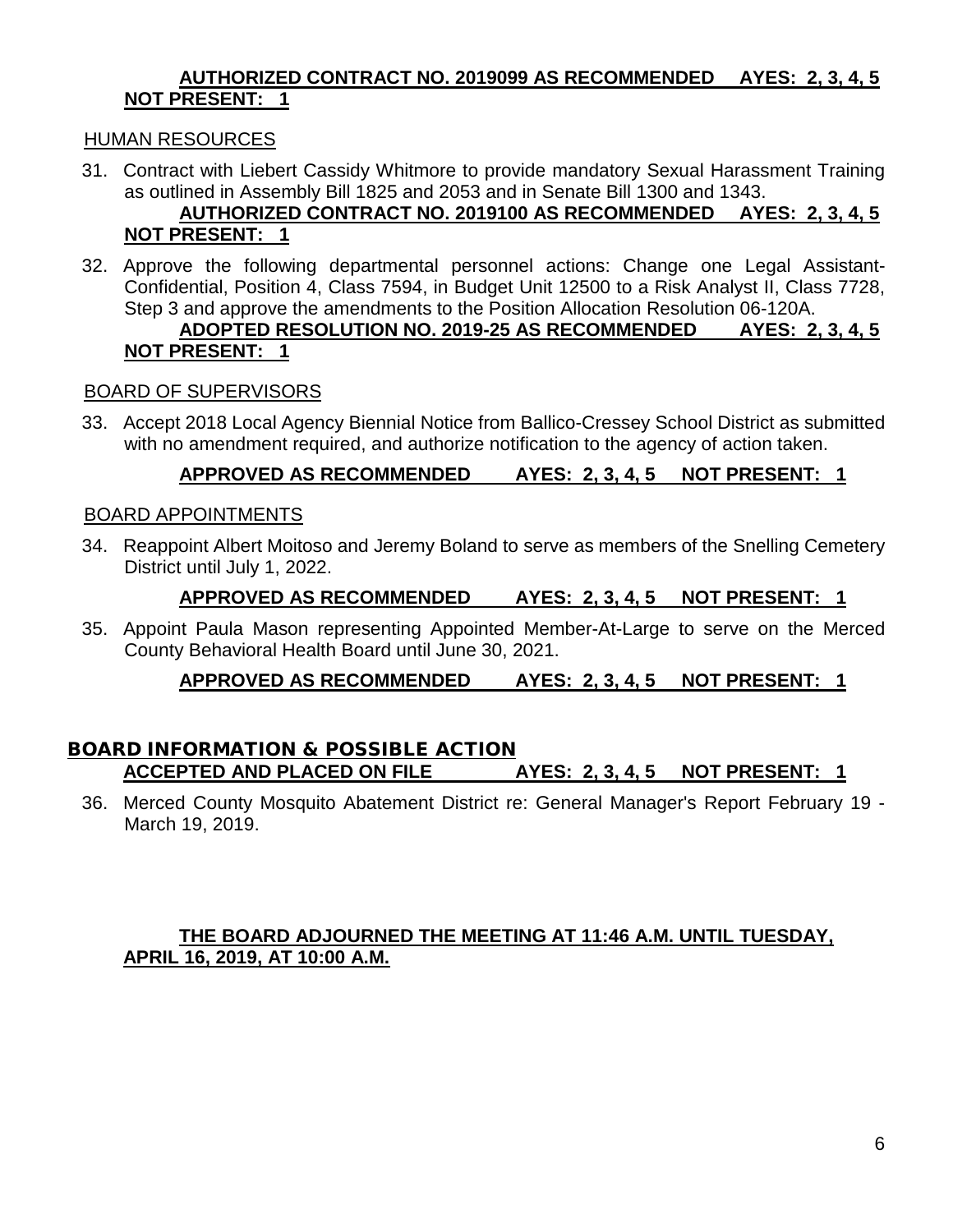**AUTHORIZED CONTRACT NO. 2019099 AS RECOMMENDED AYES: 2, 3, 4, 5 NOT PRESENT: 1**

HUMAN RESOURCES

31. Contract with Liebert Cassidy Whitmore to provide mandatory Sexual Harassment Training as outlined in Assembly Bill 1825 and 2053 and in Senate Bill 1300 and 1343.

    **AUTHORIZED CONTRACT NO. 2019100 AS RECOMMENDED AYES: 2, 3, 4, 5 NOT PRESENT: 1**

32. Approve the following departmental personnel actions: Change one Legal Assistant-Confidential, Position 4, Class 7594, in Budget Unit 12500 to a Risk Analyst II, Class 7728, Step 3 and approve the amendments to the Position Allocation Resolution 06-120A.

    **ADOPTED RESOLUTION NO. 2019-25 AS RECOMMENDED AYES: 2, 3, 4, 5 NOT PRESENT: 1**

BOARD OF SUPERVISORS

33. Accept 2018 Local Agency Biennial Notice from Ballico-Cressey School District as submitted with no amendment required, and authorize notification to the agency of action taken.

    **APPROVED AS RECOMMENDED AYES: 2, 3, 4, 5 NOT PRESENT: 1**

BOARD APPOINTMENTS

34. Reappoint Albert Moitoso and Jeremy Boland to serve as members of the Snelling Cemetery District until July 1, 2022.

    **APPROVED AS RECOMMENDED AYES: 2, 3, 4, 5 NOT PRESENT: 1**

35. Appoint Paula Mason representing Appointed Member-At-Large to serve on the Merced County Behavioral Health Board until June 30, 2021.

    **APPROVED AS RECOMMENDED AYES: 2, 3, 4, 5 NOT PRESENT: 1**

## BOARD INFORMATION & POSSIBLE ACTION

**ACCEPTED AND PLACED ON FILE AYES: 2, 3, 4, 5 NOT PRESENT: 1**

36. Merced County Mosquito Abatement District re: General Manager's Report February 19 - March 19, 2019.

**THE BOARD ADJOURNED THE MEETING AT 11:46 A.M. UNTIL TUESDAY, APRIL 16, 2019, AT 10:00 A.M.**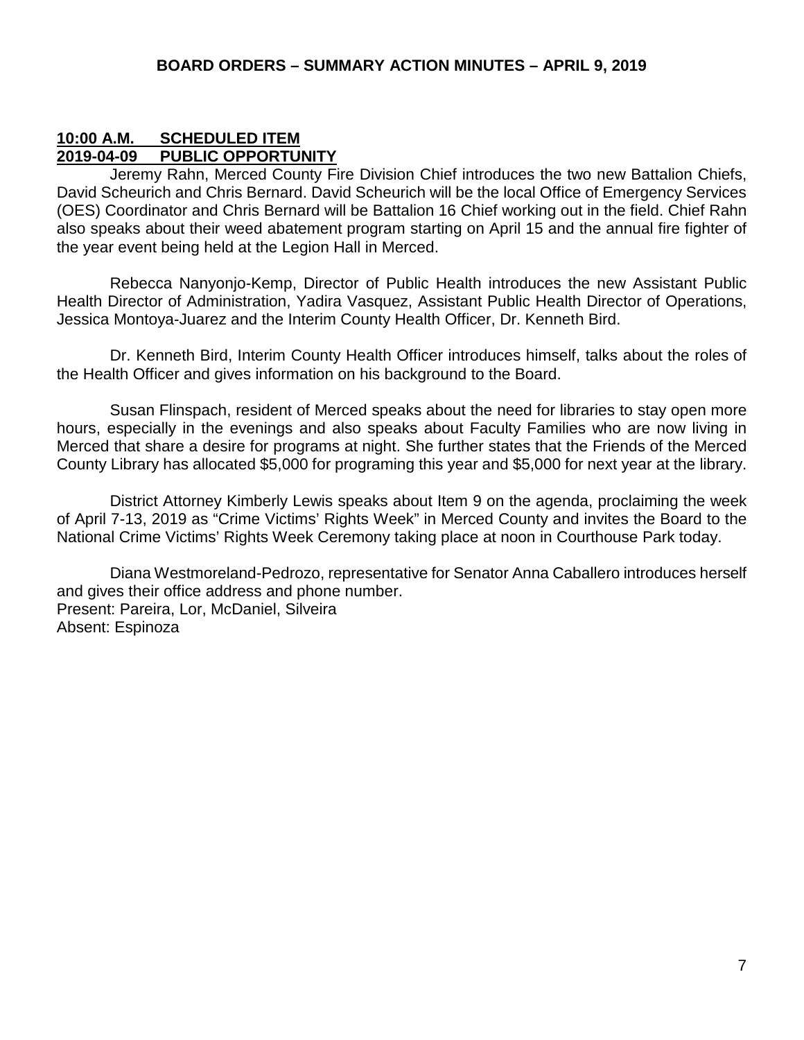**10:00 A.M. SCHEDULED ITEM**
**2019-04-09 PUBLIC OPPORTUNITY**

Jeremy Rahn, Merced County Fire Division Chief introduces the two new Battalion Chiefs, David Scheurich and Chris Bernard. David Scheurich will be the local Office of Emergency Services (OES) Coordinator and Chris Bernard will be Battalion 16 Chief working out in the field. Chief Rahn also speaks about their weed abatement program starting on April 15 and the annual fire fighter of the year event being held at the Legion Hall in Merced.

Rebecca Nanyonjo-Kemp, Director of Public Health introduces the new Assistant Public Health Director of Administration, Yadira Vasquez, Assistant Public Health Director of Operations, Jessica Montoya-Juarez and the Interim County Health Officer, Dr. Kenneth Bird.

Dr. Kenneth Bird, Interim County Health Officer introduces himself, talks about the roles of the Health Officer and gives information on his background to the Board.

Susan Flinspach, resident of Merced speaks about the need for libraries to stay open more hours, especially in the evenings and also speaks about Faculty Families who are now living in Merced that share a desire for programs at night. She further states that the Friends of the Merced County Library has allocated $5,000 for programing this year and $5,000 for next year at the library.

District Attorney Kimberly Lewis speaks about Item 9 on the agenda, proclaiming the week of April 7-13, 2019 as "Crime Victims' Rights Week" in Merced County and invites the Board to the National Crime Victims' Rights Week Ceremony taking place at noon in Courthouse Park today.

Diana Westmoreland-Pedrozo, representative for Senator Anna Caballero introduces herself and gives their office address and phone number.
Present: Pareira, Lor, McDaniel, Silveira
Absent: Espinoza